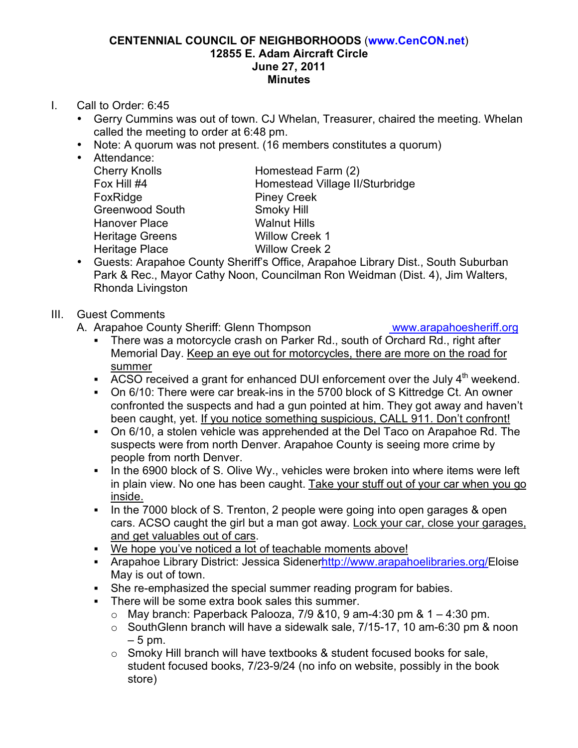**CENTENNIAL COUNCIL OF NEIGHBORHOODS (www.CenCON.net)**
**12855 E. Adam Aircraft Circle**
**June 27, 2011**
**Minutes**

I. Call to Order: 6:45
- Gerry Cummins was out of town. CJ Whelan, Treasurer, chaired the meeting. Whelan called the meeting to order at 6:48 pm.
- Note: A quorum was not present. (16 members constitutes a quorum)
- Attendance:

| | |
|---|---|
| Cherry Knolls | Homestead Farm (2) |
| Fox Hill #4 | Homestead Village II/Sturbridge |
| FoxRidge | Piney Creek |
| Greenwood South | Smoky Hill |
| Hanover Place | Walnut Hills |
| Heritage Greens | Willow Creek 1 |
| Heritage Place | Willow Creek 2 |

- Guests: Arapahoe County Sheriff's Office, Arapahoe Library Dist., South Suburban Park & Rec., Mayor Cathy Noon, Councilman Ron Weidman (Dist. 4), Jim Walters, Rhonda Livingston

III. Guest Comments

A. Arapahoe County Sheriff: Glenn Thompson www.arapahoesheriff.org
- There was a motorcycle crash on Parker Rd., south of Orchard Rd., right after Memorial Day. <u>Keep an eye out for motorcycles, there are more on the road for summer</u>
- ACSO received a grant for enhanced DUI enforcement over the July 4th weekend.
- On 6/10: There were car break-ins in the 5700 block of S Kittredge Ct. An owner confronted the suspects and had a gun pointed at him. They got away and haven't been caught, yet. <u>If you notice something suspicious, CALL 911. Don't confront!</u>
- On 6/10, a stolen vehicle was apprehended at the Del Taco on Arapahoe Rd. The suspects were from north Denver. Arapahoe County is seeing more crime by people from north Denver.
- In the 6900 block of S. Olive Wy., vehicles were broken into where items were left in plain view. No one has been caught. <u>Take your stuff out of your car when you go inside.</u>
- In the 7000 block of S. Trenton, 2 people were going into open garages & open cars. ACSO caught the girl but a man got away. <u>Lock your car, close your garages, and get valuables out of cars</u>.
- <u>We hope you've noticed a lot of teachable moments above!</u>
- Arapahoe Library District: Jessica Sidener http://www.arapahoelibraries.org/ Eloise May is out of town.
- She re-emphasized the special summer reading program for babies.
- There will be some extra book sales this summer.
  - May branch: Paperback Palooza, 7/9 &10, 9 am-4:30 pm & 1 – 4:30 pm.
  - SouthGlenn branch will have a sidewalk sale, 7/15-17, 10 am-6:30 pm & noon – 5 pm.
  - Smoky Hill branch will have textbooks & student focused books for sale, student focused books, 7/23-9/24 (no info on website, possibly in the book store)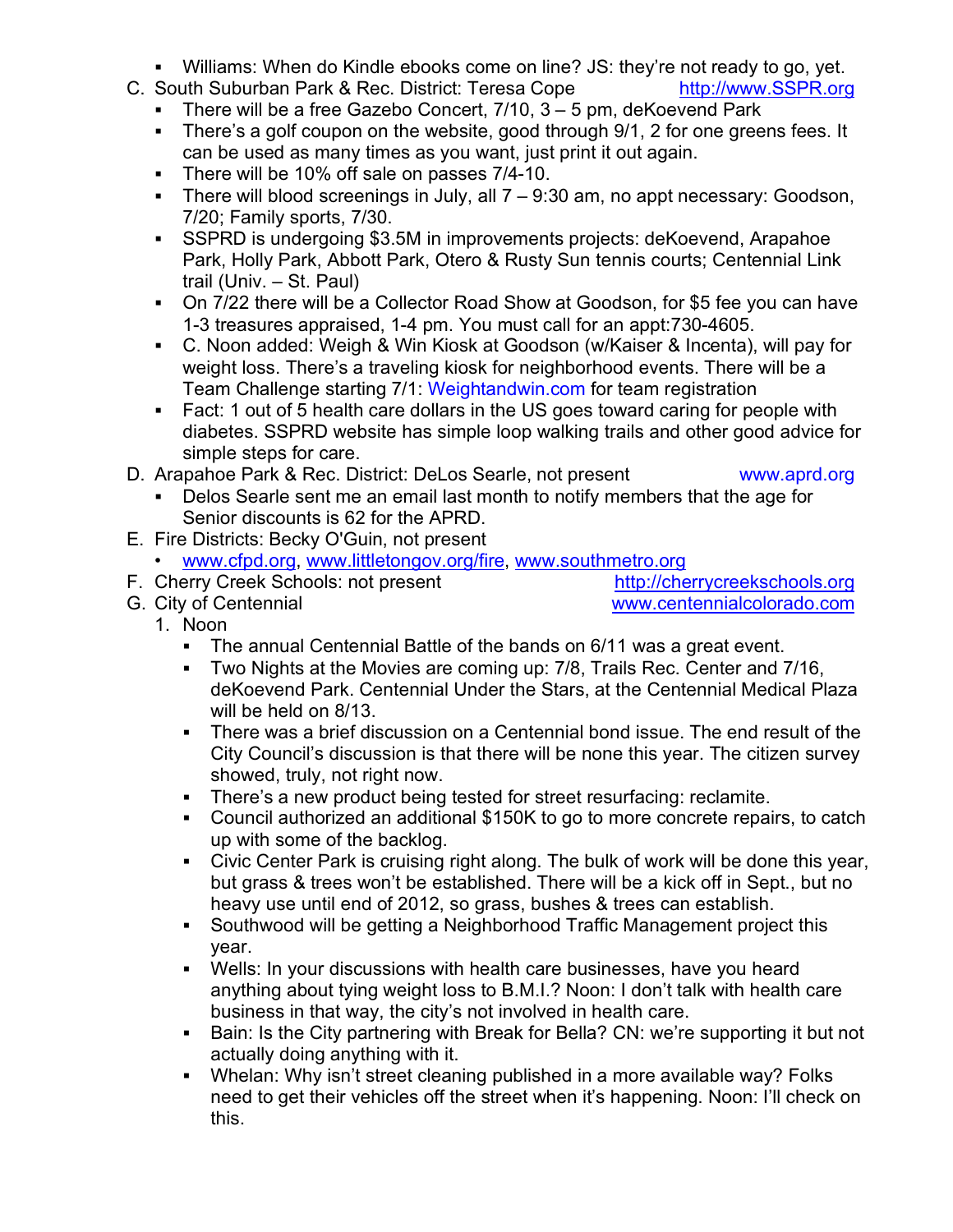- Williams: When do Kindle ebooks come on line? JS: they're not ready to go, yet.

C. South Suburban Park & Rec. District: Teresa Cope http://www.SSPR.org
  - There will be a free Gazebo Concert, 7/10, 3 – 5 pm, deKoevend Park
  - There's a golf coupon on the website, good through 9/1, 2 for one greens fees. It can be used as many times as you want, just print it out again.
  - There will be 10% off sale on passes 7/4-10.
  - There will blood screenings in July, all 7 – 9:30 am, no appt necessary: Goodson, 7/20; Family sports, 7/30.
  - SSPRD is undergoing $3.5M in improvements projects: deKoevend, Arapahoe Park, Holly Park, Abbott Park, Otero & Rusty Sun tennis courts; Centennial Link trail (Univ. – St. Paul)
  - On 7/22 there will be a Collector Road Show at Goodson, for $5 fee you can have 1-3 treasures appraised, 1-4 pm. You must call for an appt:730-4605.
  - C. Noon added: Weigh & Win Kiosk at Goodson (w/Kaiser & Incenta), will pay for weight loss. There's a traveling kiosk for neighborhood events. There will be a Team Challenge starting 7/1: Weightandwin.com for team registration
  - Fact: 1 out of 5 health care dollars in the US goes toward caring for people with diabetes. SSPRD website has simple loop walking trails and other good advice for simple steps for care.

D. Arapahoe Park & Rec. District: DeLos Searle, not present www.aprd.org
  - Delos Searle sent me an email last month to notify members that the age for Senior discounts is 62 for the APRD.

E. Fire Districts: Becky O'Guin, not present
  - www.cfpd.org, www.littletongov.org/fire, www.southmetro.org

F. Cherry Creek Schools: not present http://cherrycreekschools.org

G. City of Centennial www.centennialcolorado.com
  1. Noon
     - The annual Centennial Battle of the bands on 6/11 was a great event.
     - Two Nights at the Movies are coming up: 7/8, Trails Rec. Center and 7/16, deKoevend Park. Centennial Under the Stars, at the Centennial Medical Plaza will be held on 8/13.
     - There was a brief discussion on a Centennial bond issue. The end result of the City Council's discussion is that there will be none this year. The citizen survey showed, truly, not right now.
     - There's a new product being tested for street resurfacing: reclamite.
     - Council authorized an additional $150K to go to more concrete repairs, to catch up with some of the backlog.
     - Civic Center Park is cruising right along. The bulk of work will be done this year, but grass & trees won't be established. There will be a kick off in Sept., but no heavy use until end of 2012, so grass, bushes & trees can establish.
     - Southwood will be getting a Neighborhood Traffic Management project this year.
     - Wells: In your discussions with health care businesses, have you heard anything about tying weight loss to B.M.I.? Noon: I don't talk with health care business in that way, the city's not involved in health care.
     - Bain: Is the City partnering with Break for Bella? CN: we're supporting it but not actually doing anything with it.
     - Whelan: Why isn't street cleaning published in a more available way? Folks need to get their vehicles off the street when it's happening. Noon: I'll check on this.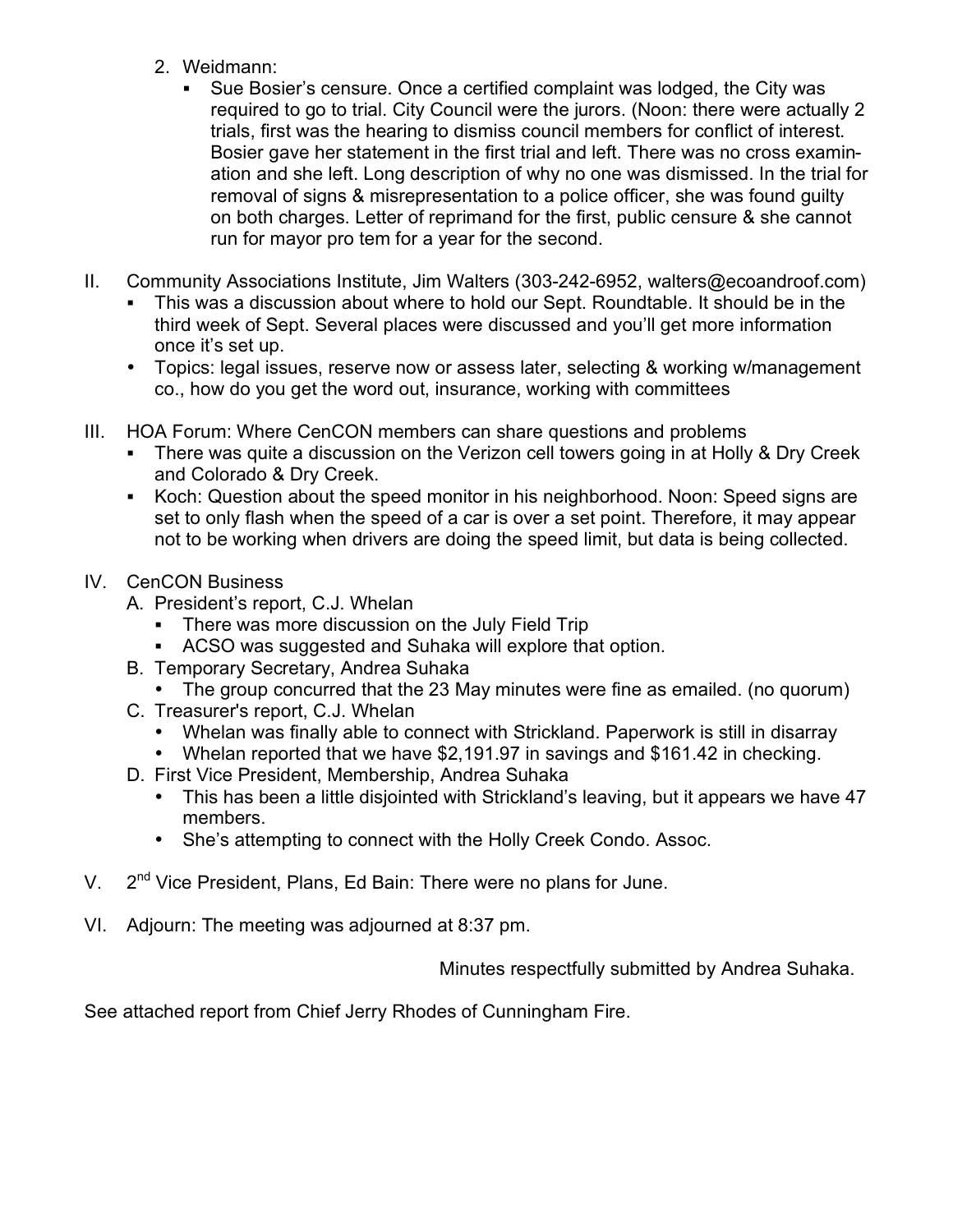2. Weidmann:
   - Sue Bosier's censure. Once a certified complaint was lodged, the City was required to go to trial. City Council were the jurors. (Noon: there were actually 2 trials, first was the hearing to dismiss council members for conflict of interest. Bosier gave her statement in the first trial and left. There was no cross examination and she left. Long description of why no one was dismissed. In the trial for removal of signs & misrepresentation to a police officer, she was found guilty on both charges. Letter of reprimand for the first, public censure & she cannot run for mayor pro tem for a year for the second.

II. Community Associations Institute, Jim Walters (303-242-6952, walters@ecoandroof.com)
   - This was a discussion about where to hold our Sept. Roundtable. It should be in the third week of Sept. Several places were discussed and you'll get more information once it's set up.
   - Topics: legal issues, reserve now or assess later, selecting & working w/management co., how do you get the word out, insurance, working with committees

III. HOA Forum: Where CenCON members can share questions and problems
   - There was quite a discussion on the Verizon cell towers going in at Holly & Dry Creek and Colorado & Dry Creek.
   - Koch: Question about the speed monitor in his neighborhood. Noon: Speed signs are set to only flash when the speed of a car is over a set point. Therefore, it may appear not to be working when drivers are doing the speed limit, but data is being collected.

IV. CenCON Business
   A. President's report, C.J. Whelan
      - There was more discussion on the July Field Trip
      - ACSO was suggested and Suhaka will explore that option.
   B. Temporary Secretary, Andrea Suhaka
      - The group concurred that the 23 May minutes were fine as emailed. (no quorum)
   C. Treasurer's report, C.J. Whelan
      - Whelan was finally able to connect with Strickland. Paperwork is still in disarray
      - Whelan reported that we have $2,191.97 in savings and $161.42 in checking.
   D. First Vice President, Membership, Andrea Suhaka
      - This has been a little disjointed with Strickland's leaving, but it appears we have 47 members.
      - She's attempting to connect with the Holly Creek Condo. Assoc.

V. 2nd Vice President, Plans, Ed Bain: There were no plans for June.

VI. Adjourn: The meeting was adjourned at 8:37 pm.

Minutes respectfully submitted by Andrea Suhaka.

See attached report from Chief Jerry Rhodes of Cunningham Fire.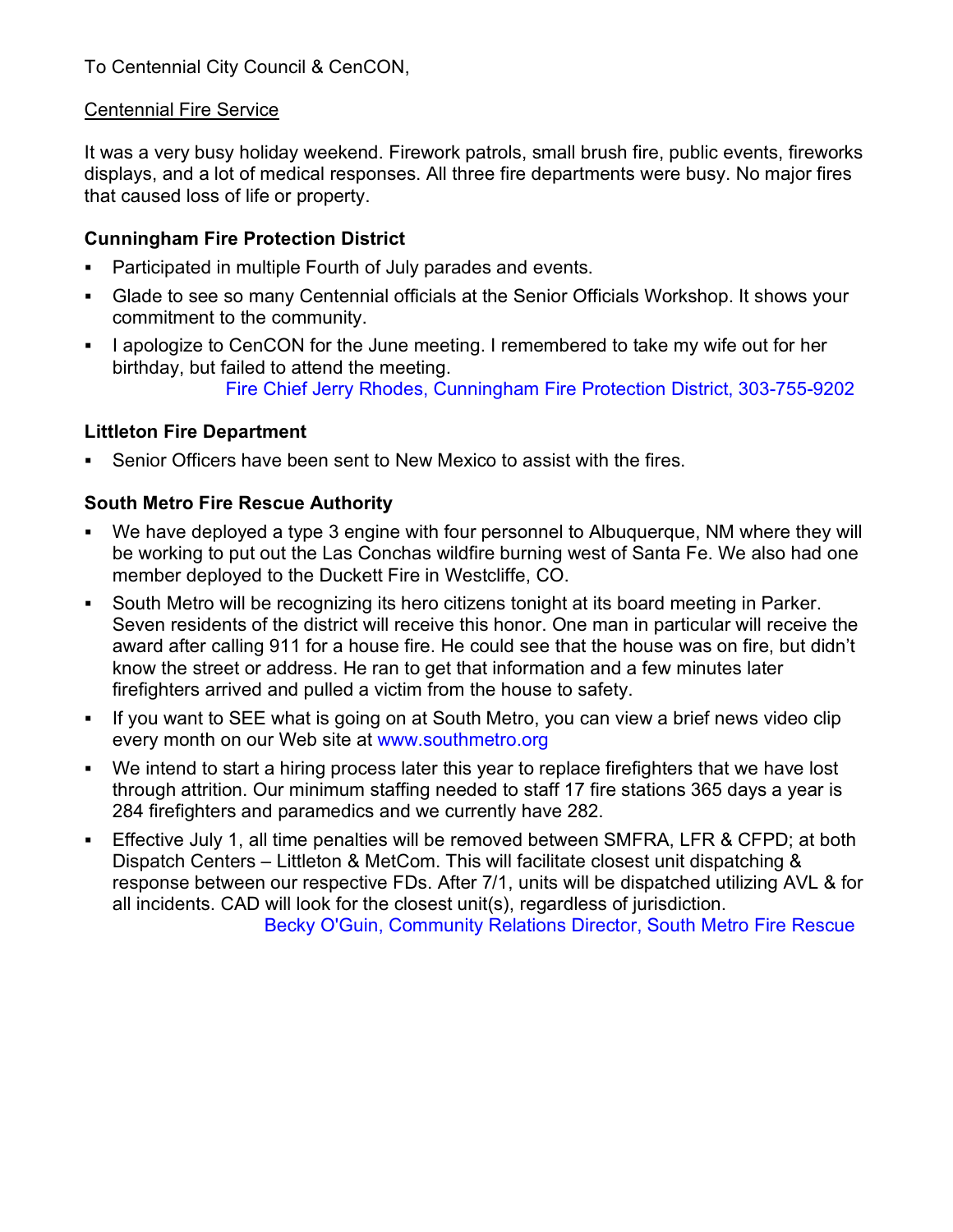To Centennial City Council & CenCON,

Centennial Fire Service

It was a very busy holiday weekend. Firework patrols, small brush fire, public events, fireworks displays, and a lot of medical responses. All three fire departments were busy. No major fires that caused loss of life or property.

**Cunningham Fire Protection District**

- Participated in multiple Fourth of July parades and events.
- Glade to see so many Centennial officials at the Senior Officials Workshop. It shows your commitment to the community.
- I apologize to CenCON for the June meeting. I remembered to take my wife out for her birthday, but failed to attend the meeting.

Fire Chief Jerry Rhodes, Cunningham Fire Protection District, 303-755-9202

**Littleton Fire Department**

- Senior Officers have been sent to New Mexico to assist with the fires.

**South Metro Fire Rescue Authority**

- We have deployed a type 3 engine with four personnel to Albuquerque, NM where they will be working to put out the Las Conchas wildfire burning west of Santa Fe. We also had one member deployed to the Duckett Fire in Westcliffe, CO.
- South Metro will be recognizing its hero citizens tonight at its board meeting in Parker. Seven residents of the district will receive this honor. One man in particular will receive the award after calling 911 for a house fire. He could see that the house was on fire, but didn't know the street or address. He ran to get that information and a few minutes later firefighters arrived and pulled a victim from the house to safety.
- If you want to SEE what is going on at South Metro, you can view a brief news video clip every month on our Web site at www.southmetro.org
- We intend to start a hiring process later this year to replace firefighters that we have lost through attrition. Our minimum staffing needed to staff 17 fire stations 365 days a year is 284 firefighters and paramedics and we currently have 282.
- Effective July 1, all time penalties will be removed between SMFRA, LFR & CFPD; at both Dispatch Centers – Littleton & MetCom. This will facilitate closest unit dispatching & response between our respective FDs. After 7/1, units will be dispatched utilizing AVL & for all incidents. CAD will look for the closest unit(s), regardless of jurisdiction.

Becky O'Guin, Community Relations Director, South Metro Fire Rescue